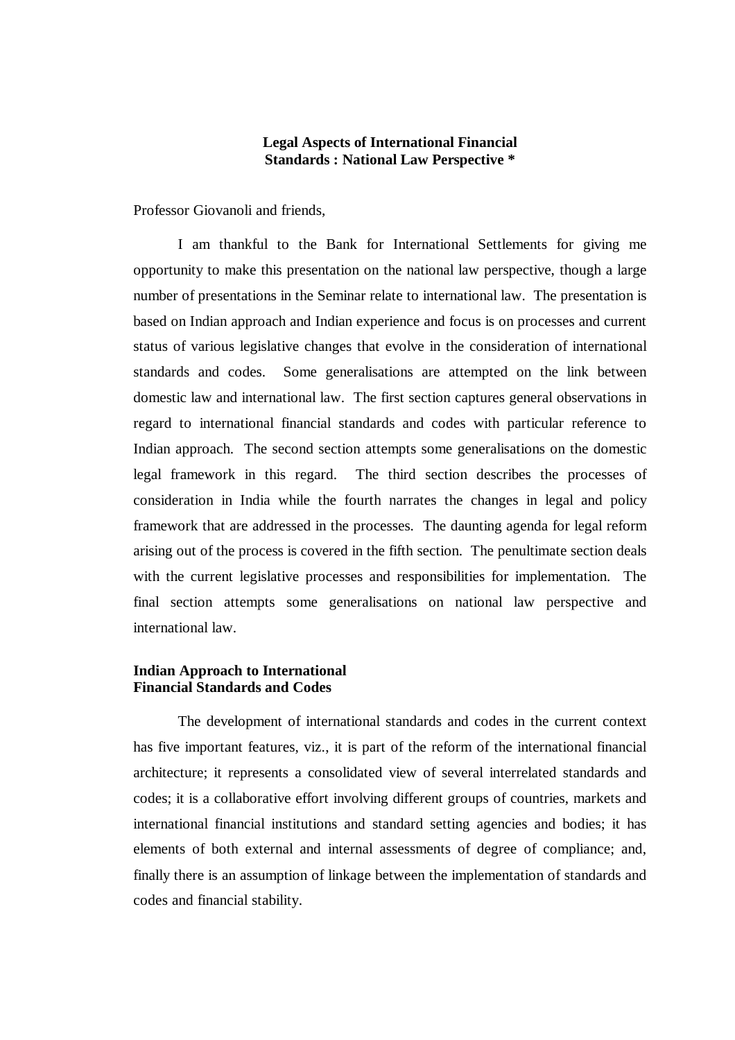# Legal Aspects of International Financial Standards : National Law Perspective *

Professor Giovanoli and friends,

I am thankful to the Bank for International Settlements for giving me opportunity to make this presentation on the national law perspective, though a large number of presentations in the Seminar relate to international law. The presentation is based on Indian approach and Indian experience and focus is on processes and current status of various legislative changes that evolve in the consideration of international standards and codes. Some generalisations are attempted on the link between domestic law and international law. The first section captures general observations in regard to international financial standards and codes with particular reference to Indian approach. The second section attempts some generalisations on the domestic legal framework in this regard. The third section describes the processes of consideration in India while the fourth narrates the changes in legal and policy framework that are addressed in the processes. The daunting agenda for legal reform arising out of the process is covered in the fifth section. The penultimate section deals with the current legislative processes and responsibilities for implementation. The final section attempts some generalisations on national law perspective and international law.

## Indian Approach to International Financial Standards and Codes

The development of international standards and codes in the current context has five important features, viz., it is part of the reform of the international financial architecture; it represents a consolidated view of several interrelated standards and codes; it is a collaborative effort involving different groups of countries, markets and international financial institutions and standard setting agencies and bodies; it has elements of both external and internal assessments of degree of compliance; and, finally there is an assumption of linkage between the implementation of standards and codes and financial stability.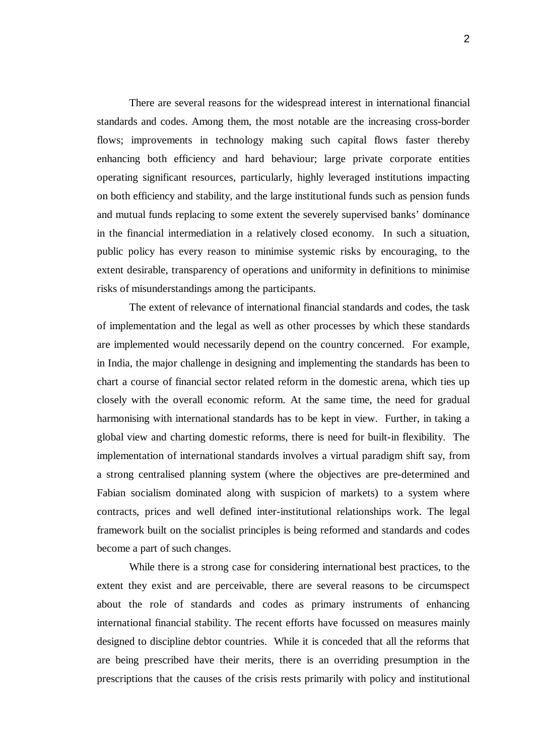There are several reasons for the widespread interest in international financial standards and codes. Among them, the most notable are the increasing cross-border flows; improvements in technology making such capital flows faster thereby enhancing both efficiency and hard behaviour; large private corporate entities operating significant resources, particularly, highly leveraged institutions impacting on both efficiency and stability, and the large institutional funds such as pension funds and mutual funds replacing to some extent the severely supervised banks' dominance in the financial intermediation in a relatively closed economy. In such a situation, public policy has every reason to minimise systemic risks by encouraging, to the extent desirable, transparency of operations and uniformity in definitions to minimise risks of misunderstandings among the participants.

The extent of relevance of international financial standards and codes, the task of implementation and the legal as well as other processes by which these standards are implemented would necessarily depend on the country concerned. For example, in India, the major challenge in designing and implementing the standards has been to chart a course of financial sector related reform in the domestic arena, which ties up closely with the overall economic reform. At the same time, the need for gradual harmonising with international standards has to be kept in view. Further, in taking a global view and charting domestic reforms, there is need for built-in flexibility. The implementation of international standards involves a virtual paradigm shift say, from a strong centralised planning system (where the objectives are pre-determined and Fabian socialism dominated along with suspicion of markets) to a system where contracts, prices and well defined inter-institutional relationships work. The legal framework built on the socialist principles is being reformed and standards and codes become a part of such changes.

While there is a strong case for considering international best practices, to the extent they exist and are perceivable, there are several reasons to be circumspect about the role of standards and codes as primary instruments of enhancing international financial stability. The recent efforts have focussed on measures mainly designed to discipline debtor countries. While it is conceded that all the reforms that are being prescribed have their merits, there is an overriding presumption in the prescriptions that the causes of the crisis rests primarily with policy and institutional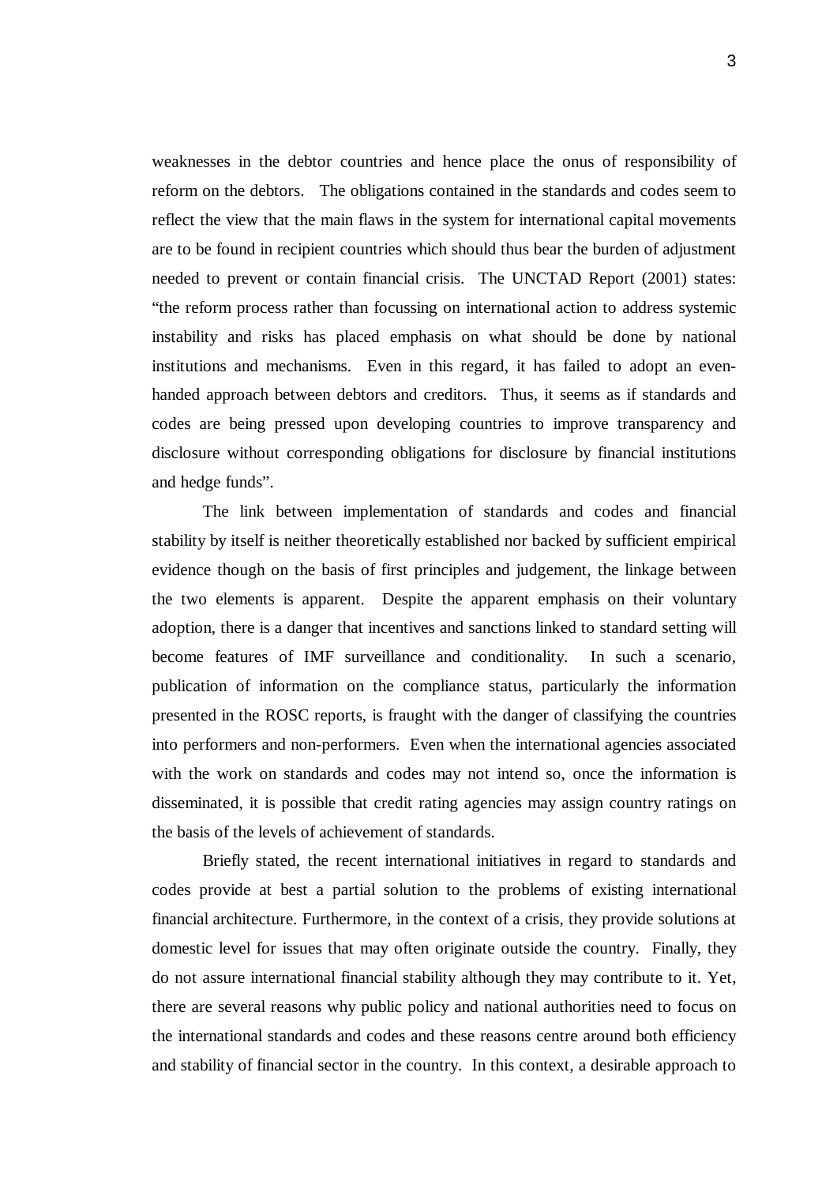weaknesses in the debtor countries and hence place the onus of responsibility of reform on the debtors. The obligations contained in the standards and codes seem to reflect the view that the main flaws in the system for international capital movements are to be found in recipient countries which should thus bear the burden of adjustment needed to prevent or contain financial crisis. The UNCTAD Report (2001) states: "the reform process rather than focussing on international action to address systemic instability and risks has placed emphasis on what should be done by national institutions and mechanisms. Even in this regard, it has failed to adopt an even-handed approach between debtors and creditors. Thus, it seems as if standards and codes are being pressed upon developing countries to improve transparency and disclosure without corresponding obligations for disclosure by financial institutions and hedge funds".

The link between implementation of standards and codes and financial stability by itself is neither theoretically established nor backed by sufficient empirical evidence though on the basis of first principles and judgement, the linkage between the two elements is apparent. Despite the apparent emphasis on their voluntary adoption, there is a danger that incentives and sanctions linked to standard setting will become features of IMF surveillance and conditionality. In such a scenario, publication of information on the compliance status, particularly the information presented in the ROSC reports, is fraught with the danger of classifying the countries into performers and non-performers. Even when the international agencies associated with the work on standards and codes may not intend so, once the information is disseminated, it is possible that credit rating agencies may assign country ratings on the basis of the levels of achievement of standards.

Briefly stated, the recent international initiatives in regard to standards and codes provide at best a partial solution to the problems of existing international financial architecture. Furthermore, in the context of a crisis, they provide solutions at domestic level for issues that may often originate outside the country. Finally, they do not assure international financial stability although they may contribute to it. Yet, there are several reasons why public policy and national authorities need to focus on the international standards and codes and these reasons centre around both efficiency and stability of financial sector in the country. In this context, a desirable approach to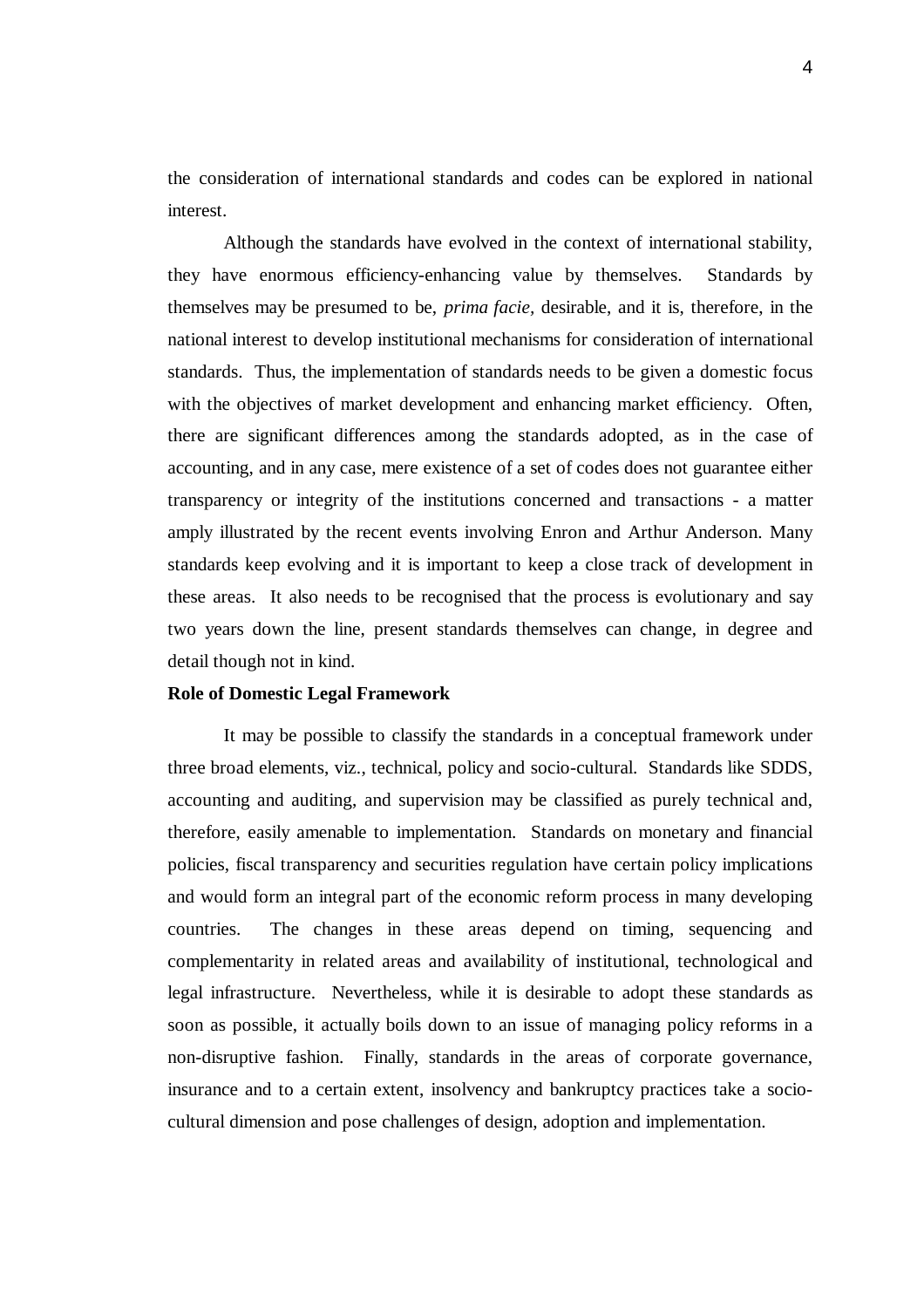the consideration of international standards and codes can be explored in national interest.

Although the standards have evolved in the context of international stability, they have enormous efficiency-enhancing value by themselves. Standards by themselves may be presumed to be, *prima facie*, desirable, and it is, therefore, in the national interest to develop institutional mechanisms for consideration of international standards. Thus, the implementation of standards needs to be given a domestic focus with the objectives of market development and enhancing market efficiency. Often, there are significant differences among the standards adopted, as in the case of accounting, and in any case, mere existence of a set of codes does not guarantee either transparency or integrity of the institutions concerned and transactions - a matter amply illustrated by the recent events involving Enron and Arthur Anderson. Many standards keep evolving and it is important to keep a close track of development in these areas. It also needs to be recognised that the process is evolutionary and say two years down the line, present standards themselves can change, in degree and detail though not in kind.

**Role of Domestic Legal Framework**

It may be possible to classify the standards in a conceptual framework under three broad elements, viz., technical, policy and socio-cultural. Standards like SDDS, accounting and auditing, and supervision may be classified as purely technical and, therefore, easily amenable to implementation. Standards on monetary and financial policies, fiscal transparency and securities regulation have certain policy implications and would form an integral part of the economic reform process in many developing countries. The changes in these areas depend on timing, sequencing and complementarity in related areas and availability of institutional, technological and legal infrastructure. Nevertheless, while it is desirable to adopt these standards as soon as possible, it actually boils down to an issue of managing policy reforms in a non-disruptive fashion. Finally, standards in the areas of corporate governance, insurance and to a certain extent, insolvency and bankruptcy practices take a socio-cultural dimension and pose challenges of design, adoption and implementation.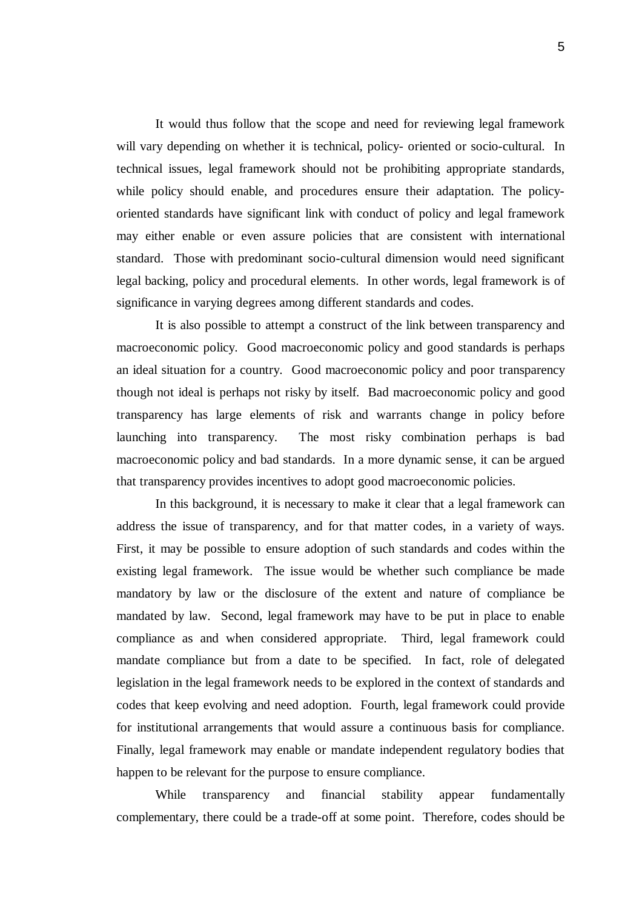It would thus follow that the scope and need for reviewing legal framework will vary depending on whether it is technical, policy- oriented or socio-cultural. In technical issues, legal framework should not be prohibiting appropriate standards, while policy should enable, and procedures ensure their adaptation. The policy-oriented standards have significant link with conduct of policy and legal framework may either enable or even assure policies that are consistent with international standard. Those with predominant socio-cultural dimension would need significant legal backing, policy and procedural elements. In other words, legal framework is of significance in varying degrees among different standards and codes.

It is also possible to attempt a construct of the link between transparency and macroeconomic policy. Good macroeconomic policy and good standards is perhaps an ideal situation for a country. Good macroeconomic policy and poor transparency though not ideal is perhaps not risky by itself. Bad macroeconomic policy and good transparency has large elements of risk and warrants change in policy before launching into transparency. The most risky combination perhaps is bad macroeconomic policy and bad standards. In a more dynamic sense, it can be argued that transparency provides incentives to adopt good macroeconomic policies.

In this background, it is necessary to make it clear that a legal framework can address the issue of transparency, and for that matter codes, in a variety of ways. First, it may be possible to ensure adoption of such standards and codes within the existing legal framework. The issue would be whether such compliance be made mandatory by law or the disclosure of the extent and nature of compliance be mandated by law. Second, legal framework may have to be put in place to enable compliance as and when considered appropriate. Third, legal framework could mandate compliance but from a date to be specified. In fact, role of delegated legislation in the legal framework needs to be explored in the context of standards and codes that keep evolving and need adoption. Fourth, legal framework could provide for institutional arrangements that would assure a continuous basis for compliance. Finally, legal framework may enable or mandate independent regulatory bodies that happen to be relevant for the purpose to ensure compliance.

While transparency and financial stability appear fundamentally complementary, there could be a trade-off at some point. Therefore, codes should be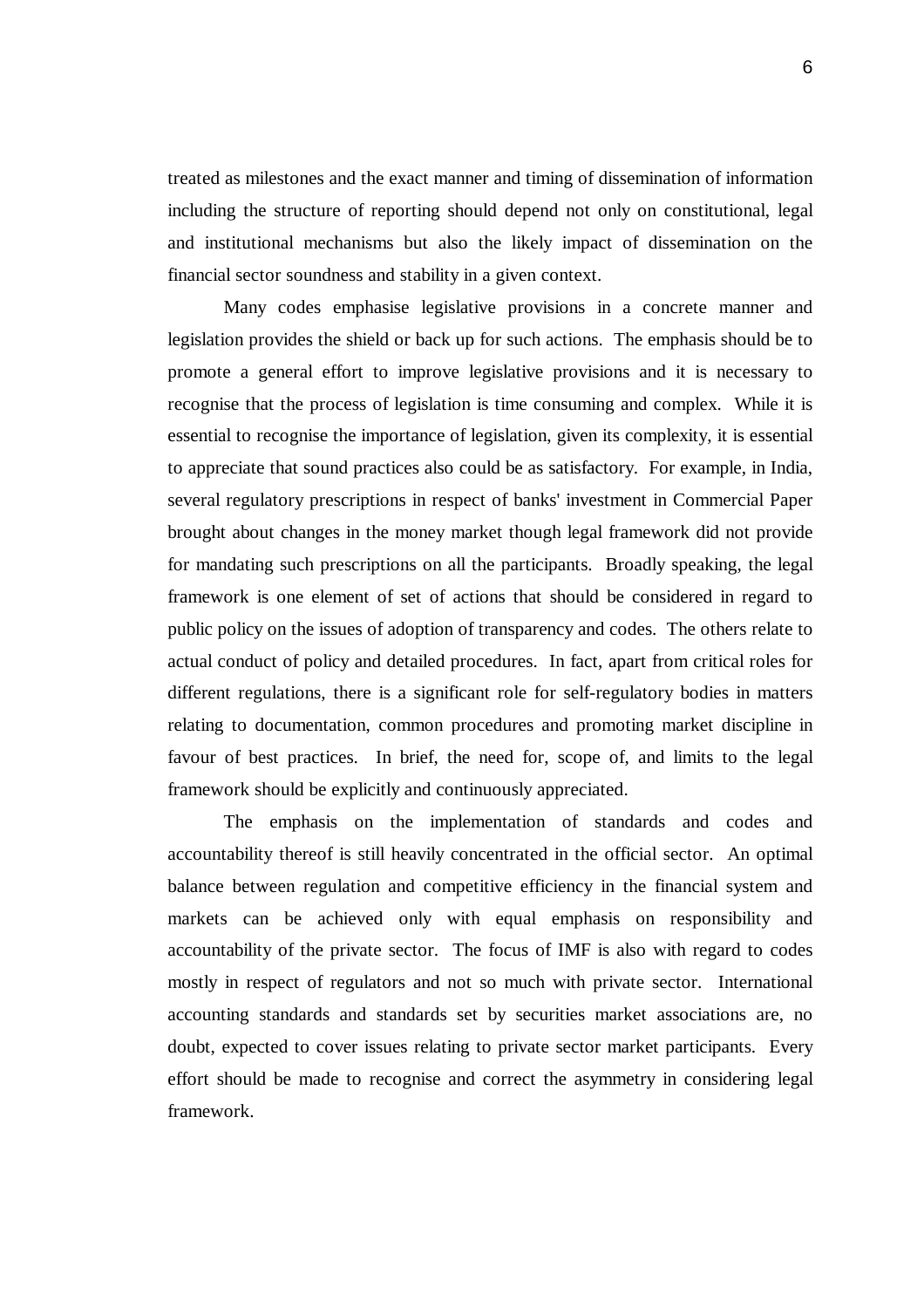treated as milestones and the exact manner and timing of dissemination of information including the structure of reporting should depend not only on constitutional, legal and institutional mechanisms but also the likely impact of dissemination on the financial sector soundness and stability in a given context.

Many codes emphasise legislative provisions in a concrete manner and legislation provides the shield or back up for such actions. The emphasis should be to promote a general effort to improve legislative provisions and it is necessary to recognise that the process of legislation is time consuming and complex. While it is essential to recognise the importance of legislation, given its complexity, it is essential to appreciate that sound practices also could be as satisfactory. For example, in India, several regulatory prescriptions in respect of banks' investment in Commercial Paper brought about changes in the money market though legal framework did not provide for mandating such prescriptions on all the participants. Broadly speaking, the legal framework is one element of set of actions that should be considered in regard to public policy on the issues of adoption of transparency and codes. The others relate to actual conduct of policy and detailed procedures. In fact, apart from critical roles for different regulations, there is a significant role for self-regulatory bodies in matters relating to documentation, common procedures and promoting market discipline in favour of best practices. In brief, the need for, scope of, and limits to the legal framework should be explicitly and continuously appreciated.

The emphasis on the implementation of standards and codes and accountability thereof is still heavily concentrated in the official sector. An optimal balance between regulation and competitive efficiency in the financial system and markets can be achieved only with equal emphasis on responsibility and accountability of the private sector. The focus of IMF is also with regard to codes mostly in respect of regulators and not so much with private sector. International accounting standards and standards set by securities market associations are, no doubt, expected to cover issues relating to private sector market participants. Every effort should be made to recognise and correct the asymmetry in considering legal framework.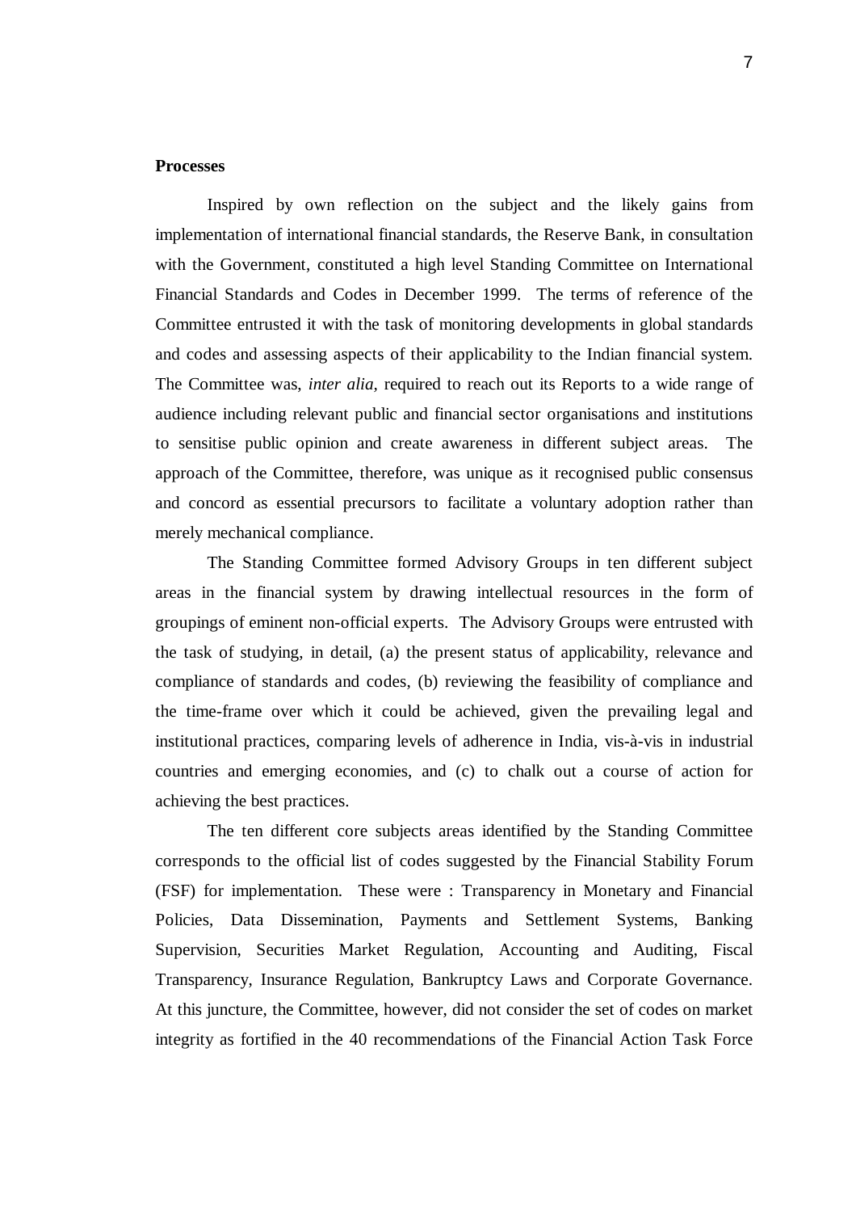**Processes**

Inspired by own reflection on the subject and the likely gains from implementation of international financial standards, the Reserve Bank, in consultation with the Government, constituted a high level Standing Committee on International Financial Standards and Codes in December 1999. The terms of reference of the Committee entrusted it with the task of monitoring developments in global standards and codes and assessing aspects of their applicability to the Indian financial system. The Committee was, *inter alia,* required to reach out its Reports to a wide range of audience including relevant public and financial sector organisations and institutions to sensitise public opinion and create awareness in different subject areas. The approach of the Committee, therefore, was unique as it recognised public consensus and concord as essential precursors to facilitate a voluntary adoption rather than merely mechanical compliance.

The Standing Committee formed Advisory Groups in ten different subject areas in the financial system by drawing intellectual resources in the form of groupings of eminent non-official experts. The Advisory Groups were entrusted with the task of studying, in detail, (a) the present status of applicability, relevance and compliance of standards and codes, (b) reviewing the feasibility of compliance and the time-frame over which it could be achieved, given the prevailing legal and institutional practices, comparing levels of adherence in India, vis-à-vis in industrial countries and emerging economies, and (c) to chalk out a course of action for achieving the best practices.

The ten different core subjects areas identified by the Standing Committee corresponds to the official list of codes suggested by the Financial Stability Forum (FSF) for implementation. These were : Transparency in Monetary and Financial Policies, Data Dissemination, Payments and Settlement Systems, Banking Supervision, Securities Market Regulation, Accounting and Auditing, Fiscal Transparency, Insurance Regulation, Bankruptcy Laws and Corporate Governance. At this juncture, the Committee, however, did not consider the set of codes on market integrity as fortified in the 40 recommendations of the Financial Action Task Force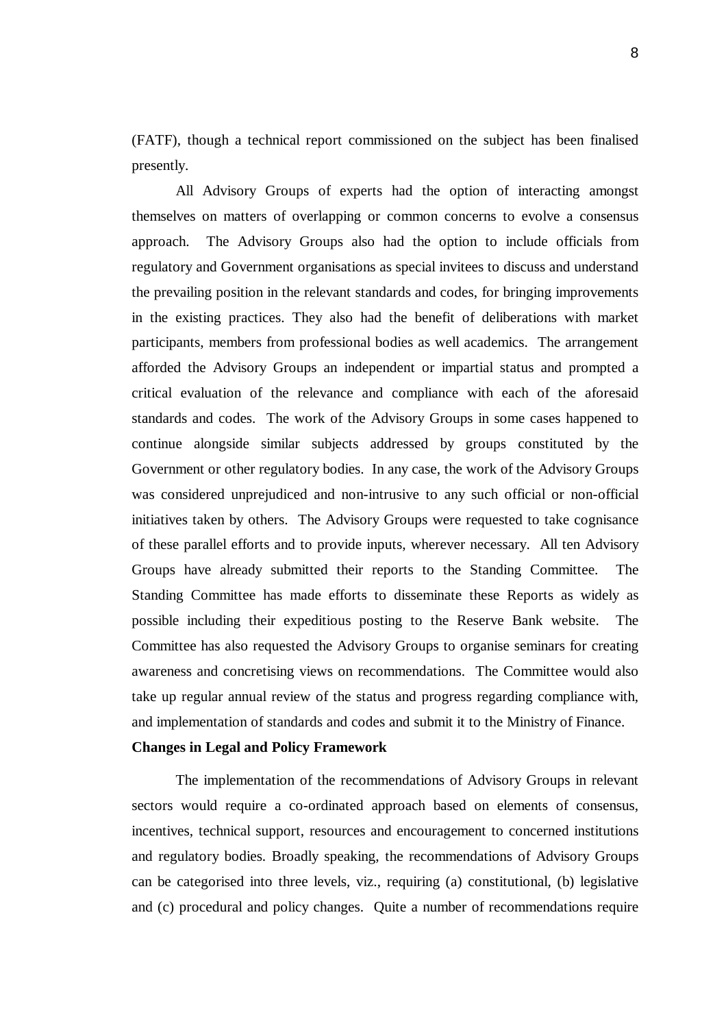(FATF), though a technical report commissioned on the subject has been finalised presently.

All Advisory Groups of experts had the option of interacting amongst themselves on matters of overlapping or common concerns to evolve a consensus approach. The Advisory Groups also had the option to include officials from regulatory and Government organisations as special invitees to discuss and understand the prevailing position in the relevant standards and codes, for bringing improvements in the existing practices. They also had the benefit of deliberations with market participants, members from professional bodies as well academics. The arrangement afforded the Advisory Groups an independent or impartial status and prompted a critical evaluation of the relevance and compliance with each of the aforesaid standards and codes. The work of the Advisory Groups in some cases happened to continue alongside similar subjects addressed by groups constituted by the Government or other regulatory bodies. In any case, the work of the Advisory Groups was considered unprejudiced and non-intrusive to any such official or non-official initiatives taken by others. The Advisory Groups were requested to take cognisance of these parallel efforts and to provide inputs, wherever necessary. All ten Advisory Groups have already submitted their reports to the Standing Committee. The Standing Committee has made efforts to disseminate these Reports as widely as possible including their expeditious posting to the Reserve Bank website. The Committee has also requested the Advisory Groups to organise seminars for creating awareness and concretising views on recommendations. The Committee would also take up regular annual review of the status and progress regarding compliance with, and implementation of standards and codes and submit it to the Ministry of Finance.

**Changes in Legal and Policy Framework**

The implementation of the recommendations of Advisory Groups in relevant sectors would require a co-ordinated approach based on elements of consensus, incentives, technical support, resources and encouragement to concerned institutions and regulatory bodies. Broadly speaking, the recommendations of Advisory Groups can be categorised into three levels, viz., requiring (a) constitutional, (b) legislative and (c) procedural and policy changes. Quite a number of recommendations require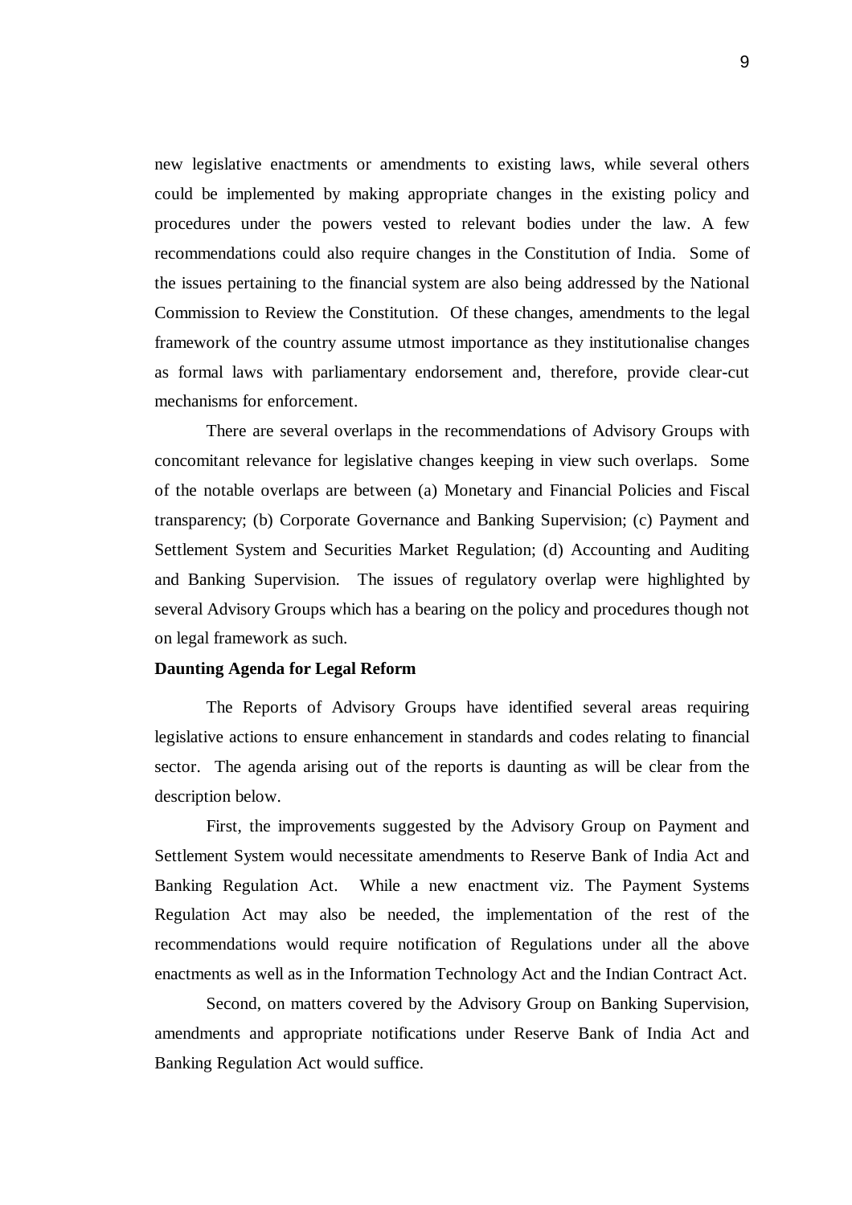new legislative enactments or amendments to existing laws, while several others could be implemented by making appropriate changes in the existing policy and procedures under the powers vested to relevant bodies under the law. A few recommendations could also require changes in the Constitution of India. Some of the issues pertaining to the financial system are also being addressed by the National Commission to Review the Constitution. Of these changes, amendments to the legal framework of the country assume utmost importance as they institutionalise changes as formal laws with parliamentary endorsement and, therefore, provide clear-cut mechanisms for enforcement.

There are several overlaps in the recommendations of Advisory Groups with concomitant relevance for legislative changes keeping in view such overlaps. Some of the notable overlaps are between (a) Monetary and Financial Policies and Fiscal transparency; (b) Corporate Governance and Banking Supervision; (c) Payment and Settlement System and Securities Market Regulation; (d) Accounting and Auditing and Banking Supervision. The issues of regulatory overlap were highlighted by several Advisory Groups which has a bearing on the policy and procedures though not on legal framework as such.

**Daunting Agenda for Legal Reform**

The Reports of Advisory Groups have identified several areas requiring legislative actions to ensure enhancement in standards and codes relating to financial sector. The agenda arising out of the reports is daunting as will be clear from the description below.

First, the improvements suggested by the Advisory Group on Payment and Settlement System would necessitate amendments to Reserve Bank of India Act and Banking Regulation Act. While a new enactment viz. The Payment Systems Regulation Act may also be needed, the implementation of the rest of the recommendations would require notification of Regulations under all the above enactments as well as in the Information Technology Act and the Indian Contract Act.

Second, on matters covered by the Advisory Group on Banking Supervision, amendments and appropriate notifications under Reserve Bank of India Act and Banking Regulation Act would suffice.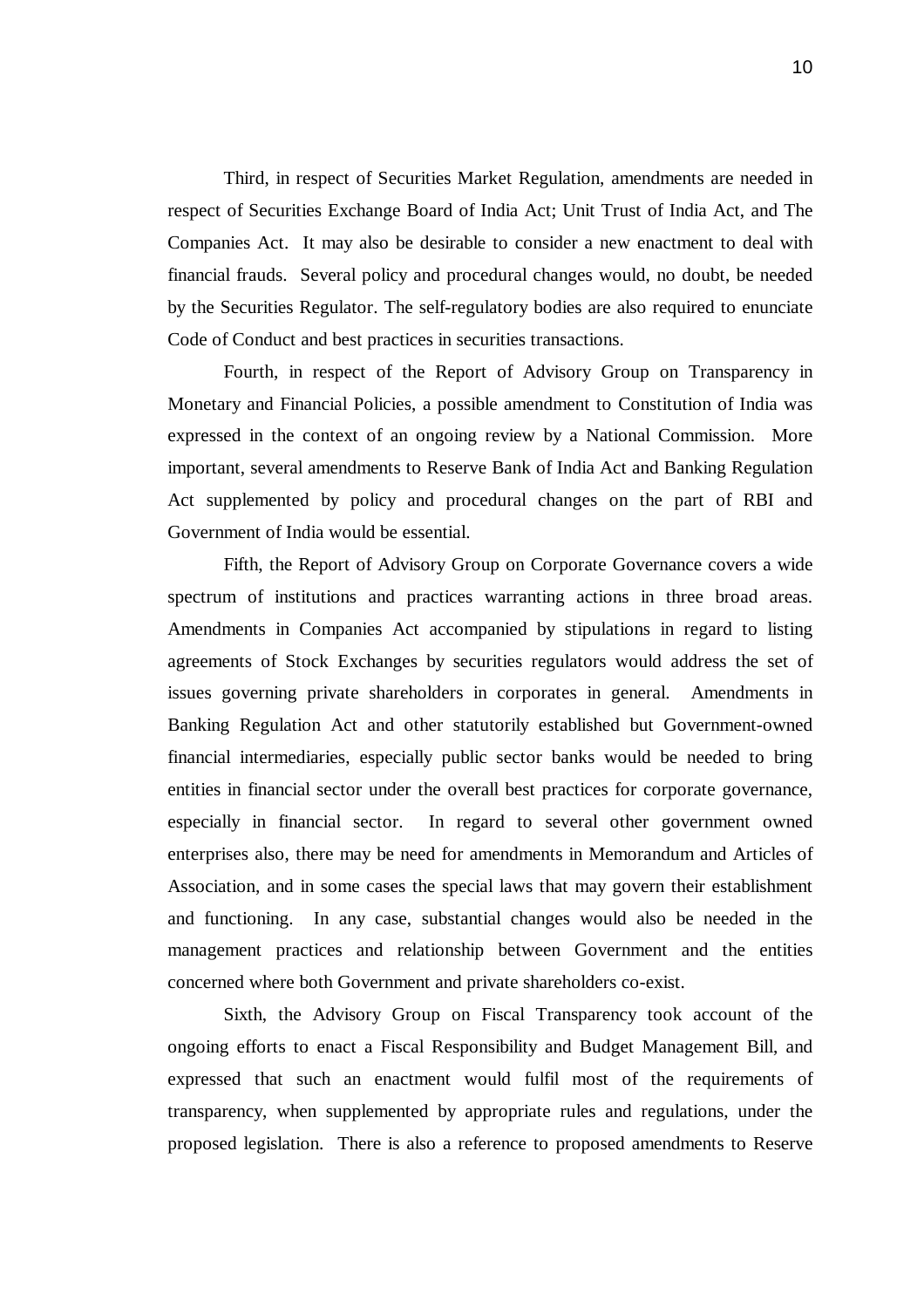Third, in respect of Securities Market Regulation, amendments are needed in respect of Securities Exchange Board of India Act; Unit Trust of India Act, and The Companies Act. It may also be desirable to consider a new enactment to deal with financial frauds. Several policy and procedural changes would, no doubt, be needed by the Securities Regulator. The self-regulatory bodies are also required to enunciate Code of Conduct and best practices in securities transactions.

Fourth, in respect of the Report of Advisory Group on Transparency in Monetary and Financial Policies, a possible amendment to Constitution of India was expressed in the context of an ongoing review by a National Commission. More important, several amendments to Reserve Bank of India Act and Banking Regulation Act supplemented by policy and procedural changes on the part of RBI and Government of India would be essential.

Fifth, the Report of Advisory Group on Corporate Governance covers a wide spectrum of institutions and practices warranting actions in three broad areas. Amendments in Companies Act accompanied by stipulations in regard to listing agreements of Stock Exchanges by securities regulators would address the set of issues governing private shareholders in corporates in general. Amendments in Banking Regulation Act and other statutorily established but Government-owned financial intermediaries, especially public sector banks would be needed to bring entities in financial sector under the overall best practices for corporate governance, especially in financial sector. In regard to several other government owned enterprises also, there may be need for amendments in Memorandum and Articles of Association, and in some cases the special laws that may govern their establishment and functioning. In any case, substantial changes would also be needed in the management practices and relationship between Government and the entities concerned where both Government and private shareholders co-exist.

Sixth, the Advisory Group on Fiscal Transparency took account of the ongoing efforts to enact a Fiscal Responsibility and Budget Management Bill, and expressed that such an enactment would fulfil most of the requirements of transparency, when supplemented by appropriate rules and regulations, under the proposed legislation. There is also a reference to proposed amendments to Reserve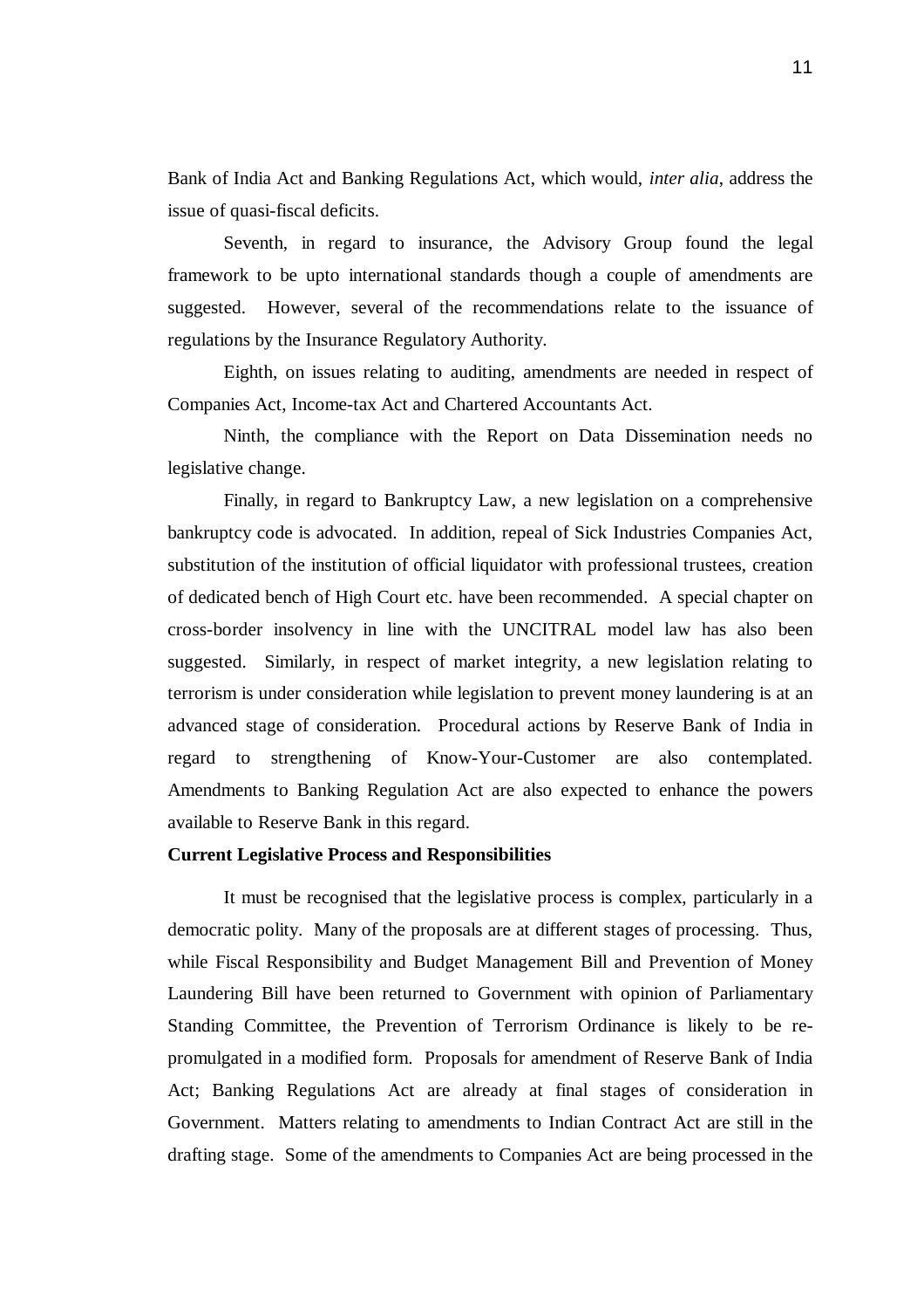Bank of India Act and Banking Regulations Act, which would, *inter alia*, address the issue of quasi-fiscal deficits.

Seventh, in regard to insurance, the Advisory Group found the legal framework to be upto international standards though a couple of amendments are suggested. However, several of the recommendations relate to the issuance of regulations by the Insurance Regulatory Authority.

Eighth, on issues relating to auditing, amendments are needed in respect of Companies Act, Income-tax Act and Chartered Accountants Act.

Ninth, the compliance with the Report on Data Dissemination needs no legislative change.

Finally, in regard to Bankruptcy Law, a new legislation on a comprehensive bankruptcy code is advocated. In addition, repeal of Sick Industries Companies Act, substitution of the institution of official liquidator with professional trustees, creation of dedicated bench of High Court etc. have been recommended. A special chapter on cross-border insolvency in line with the UNCITRAL model law has also been suggested. Similarly, in respect of market integrity, a new legislation relating to terrorism is under consideration while legislation to prevent money laundering is at an advanced stage of consideration. Procedural actions by Reserve Bank of India in regard to strengthening of Know-Your-Customer are also contemplated. Amendments to Banking Regulation Act are also expected to enhance the powers available to Reserve Bank in this regard.

**Current Legislative Process and Responsibilities**

It must be recognised that the legislative process is complex, particularly in a democratic polity. Many of the proposals are at different stages of processing. Thus, while Fiscal Responsibility and Budget Management Bill and Prevention of Money Laundering Bill have been returned to Government with opinion of Parliamentary Standing Committee, the Prevention of Terrorism Ordinance is likely to be re-promulgated in a modified form. Proposals for amendment of Reserve Bank of India Act; Banking Regulations Act are already at final stages of consideration in Government. Matters relating to amendments to Indian Contract Act are still in the drafting stage. Some of the amendments to Companies Act are being processed in the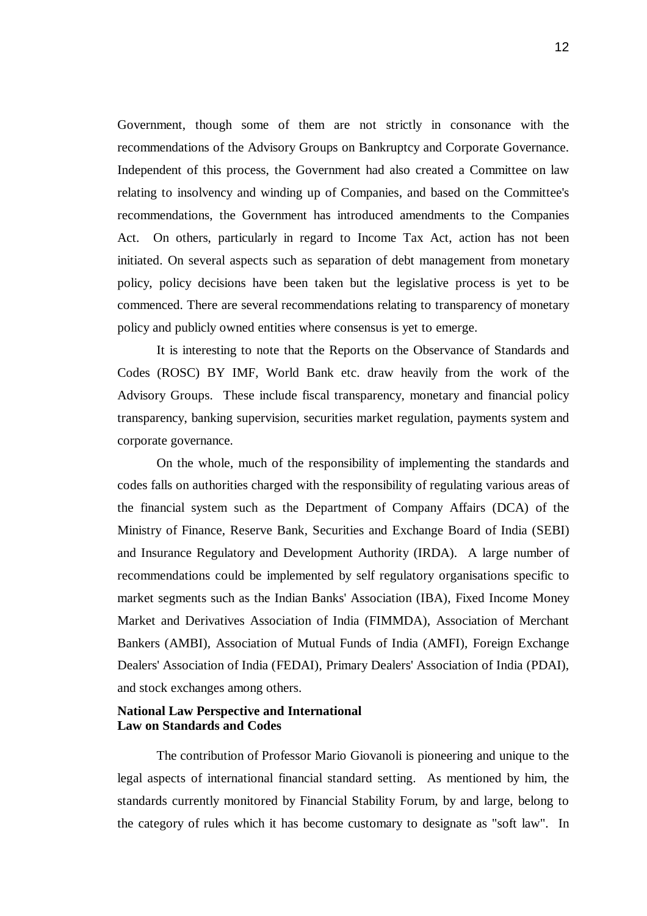Government, though some of them are not strictly in consonance with the recommendations of the Advisory Groups on Bankruptcy and Corporate Governance. Independent of this process, the Government had also created a Committee on law relating to insolvency and winding up of Companies, and based on the Committee's recommendations, the Government has introduced amendments to the Companies Act. On others, particularly in regard to Income Tax Act, action has not been initiated. On several aspects such as separation of debt management from monetary policy, policy decisions have been taken but the legislative process is yet to be commenced. There are several recommendations relating to transparency of monetary policy and publicly owned entities where consensus is yet to emerge.

It is interesting to note that the Reports on the Observance of Standards and Codes (ROSC) BY IMF, World Bank etc. draw heavily from the work of the Advisory Groups. These include fiscal transparency, monetary and financial policy transparency, banking supervision, securities market regulation, payments system and corporate governance.

On the whole, much of the responsibility of implementing the standards and codes falls on authorities charged with the responsibility of regulating various areas of the financial system such as the Department of Company Affairs (DCA) of the Ministry of Finance, Reserve Bank, Securities and Exchange Board of India (SEBI) and Insurance Regulatory and Development Authority (IRDA). A large number of recommendations could be implemented by self regulatory organisations specific to market segments such as the Indian Banks' Association (IBA), Fixed Income Money Market and Derivatives Association of India (FIMMDA), Association of Merchant Bankers (AMBI), Association of Mutual Funds of India (AMFI), Foreign Exchange Dealers' Association of India (FEDAI), Primary Dealers' Association of India (PDAI), and stock exchanges among others.

**National Law Perspective and International Law on Standards and Codes**

The contribution of Professor Mario Giovanoli is pioneering and unique to the legal aspects of international financial standard setting. As mentioned by him, the standards currently monitored by Financial Stability Forum, by and large, belong to the category of rules which it has become customary to designate as "soft law". In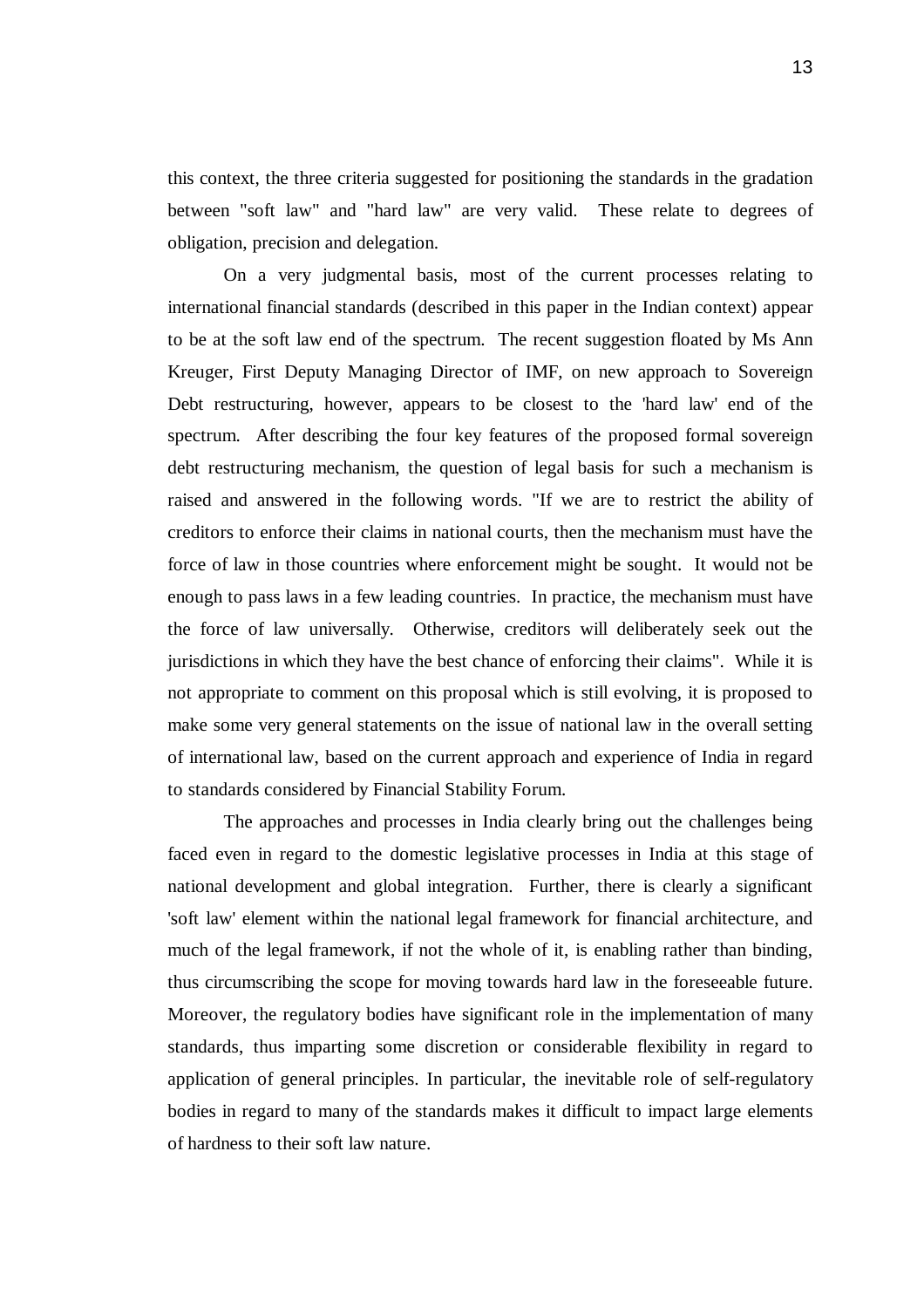this context, the three criteria suggested for positioning the standards in the gradation between "soft law" and "hard law" are very valid. These relate to degrees of obligation, precision and delegation.

On a very judgmental basis, most of the current processes relating to international financial standards (described in this paper in the Indian context) appear to be at the soft law end of the spectrum. The recent suggestion floated by Ms Ann Kreuger, First Deputy Managing Director of IMF, on new approach to Sovereign Debt restructuring, however, appears to be closest to the 'hard law' end of the spectrum. After describing the four key features of the proposed formal sovereign debt restructuring mechanism, the question of legal basis for such a mechanism is raised and answered in the following words. "If we are to restrict the ability of creditors to enforce their claims in national courts, then the mechanism must have the force of law in those countries where enforcement might be sought. It would not be enough to pass laws in a few leading countries. In practice, the mechanism must have the force of law universally. Otherwise, creditors will deliberately seek out the jurisdictions in which they have the best chance of enforcing their claims". While it is not appropriate to comment on this proposal which is still evolving, it is proposed to make some very general statements on the issue of national law in the overall setting of international law, based on the current approach and experience of India in regard to standards considered by Financial Stability Forum.

The approaches and processes in India clearly bring out the challenges being faced even in regard to the domestic legislative processes in India at this stage of national development and global integration. Further, there is clearly a significant 'soft law' element within the national legal framework for financial architecture, and much of the legal framework, if not the whole of it, is enabling rather than binding, thus circumscribing the scope for moving towards hard law in the foreseeable future. Moreover, the regulatory bodies have significant role in the implementation of many standards, thus imparting some discretion or considerable flexibility in regard to application of general principles. In particular, the inevitable role of self-regulatory bodies in regard to many of the standards makes it difficult to impact large elements of hardness to their soft law nature.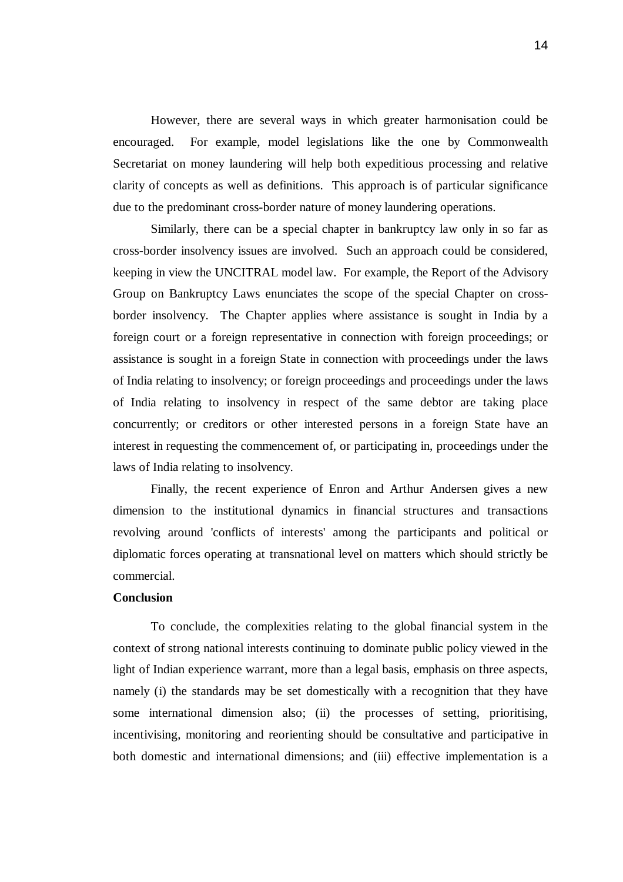However, there are several ways in which greater harmonisation could be encouraged. For example, model legislations like the one by Commonwealth Secretariat on money laundering will help both expeditious processing and relative clarity of concepts as well as definitions. This approach is of particular significance due to the predominant cross-border nature of money laundering operations.

Similarly, there can be a special chapter in bankruptcy law only in so far as cross-border insolvency issues are involved. Such an approach could be considered, keeping in view the UNCITRAL model law. For example, the Report of the Advisory Group on Bankruptcy Laws enunciates the scope of the special Chapter on cross-border insolvency. The Chapter applies where assistance is sought in India by a foreign court or a foreign representative in connection with foreign proceedings; or assistance is sought in a foreign State in connection with proceedings under the laws of India relating to insolvency; or foreign proceedings and proceedings under the laws of India relating to insolvency in respect of the same debtor are taking place concurrently; or creditors or other interested persons in a foreign State have an interest in requesting the commencement of, or participating in, proceedings under the laws of India relating to insolvency.

Finally, the recent experience of Enron and Arthur Andersen gives a new dimension to the institutional dynamics in financial structures and transactions revolving around 'conflicts of interests' among the participants and political or diplomatic forces operating at transnational level on matters which should strictly be commercial.

**Conclusion**

To conclude, the complexities relating to the global financial system in the context of strong national interests continuing to dominate public policy viewed in the light of Indian experience warrant, more than a legal basis, emphasis on three aspects, namely (i) the standards may be set domestically with a recognition that they have some international dimension also; (ii) the processes of setting, prioritising, incentivising, monitoring and reorienting should be consultative and participative in both domestic and international dimensions; and (iii) effective implementation is a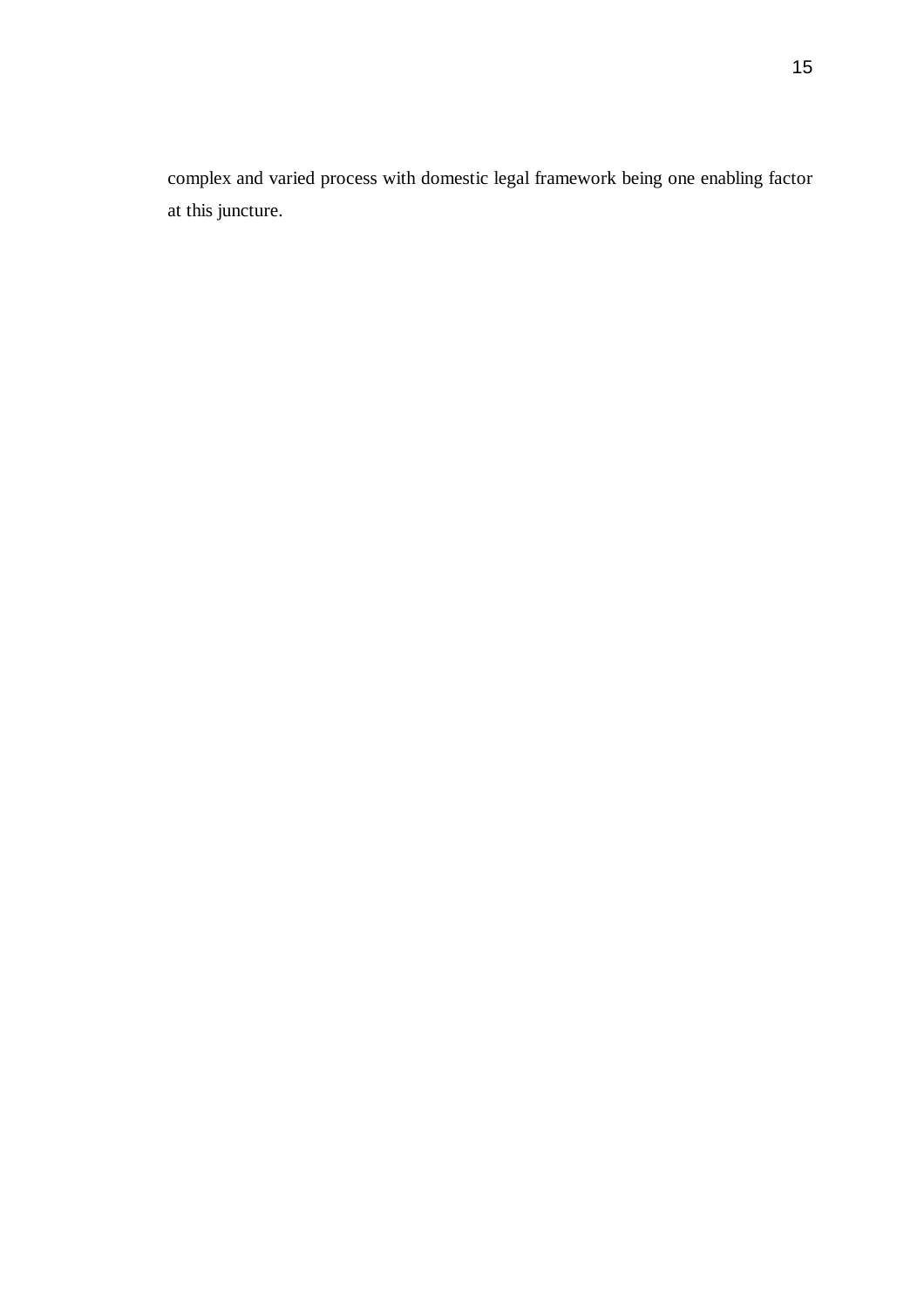complex and varied process with domestic legal framework being one enabling factor at this juncture.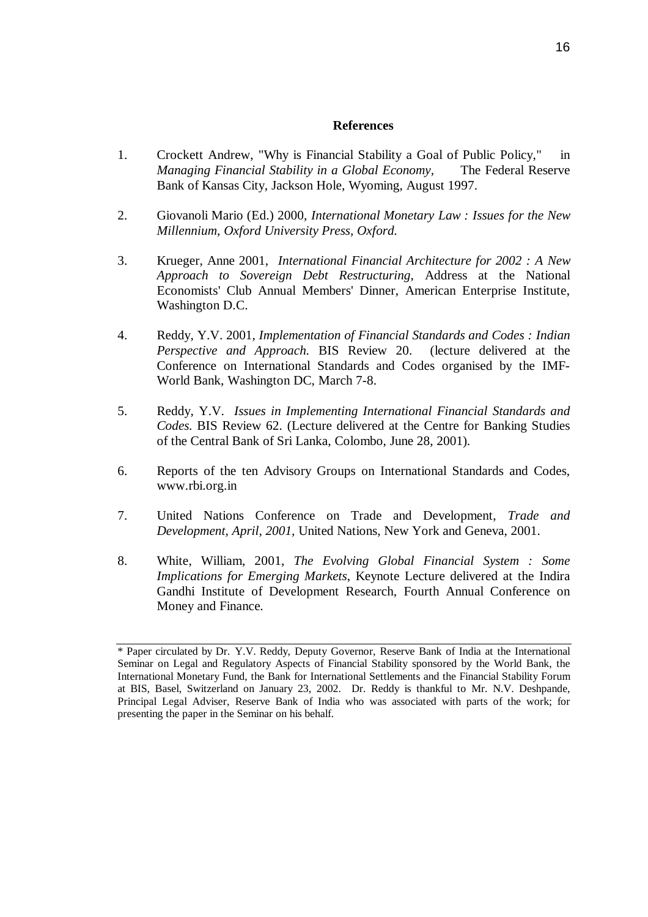**References**

1. Crockett Andrew, "Why is Financial Stability a Goal of Public Policy," in *Managing Financial Stability in a Global Economy*, The Federal Reserve Bank of Kansas City, Jackson Hole, Wyoming, August 1997.

2. Giovanoli Mario (Ed.) 2000, *International Monetary Law : Issues for the New Millennium, Oxford University Press, Oxford.*

3. Krueger, Anne 2001, *International Financial Architecture for 2002 : A New Approach to Sovereign Debt Restructuring*, Address at the National Economists' Club Annual Members' Dinner, American Enterprise Institute, Washington D.C.

4. Reddy, Y.V. 2001, *Implementation of Financial Standards and Codes : Indian Perspective and Approach.* BIS Review 20. (lecture delivered at the Conference on International Standards and Codes organised by the IMF-World Bank, Washington DC, March 7-8.

5. Reddy, Y.V. *Issues in Implementing International Financial Standards and Codes.* BIS Review 62. (Lecture delivered at the Centre for Banking Studies of the Central Bank of Sri Lanka, Colombo, June 28, 2001).

6. Reports of the ten Advisory Groups on International Standards and Codes, www.rbi.org.in

7. United Nations Conference on Trade and Development, *Trade and Development, April, 2001*, United Nations, New York and Geneva, 2001.

8. White, William, 2001, *The Evolving Global Financial System : Some Implications for Emerging Markets*, Keynote Lecture delivered at the Indira Gandhi Institute of Development Research, Fourth Annual Conference on Money and Finance.

---

\* Paper circulated by Dr. Y.V. Reddy, Deputy Governor, Reserve Bank of India at the International Seminar on Legal and Regulatory Aspects of Financial Stability sponsored by the World Bank, the International Monetary Fund, the Bank for International Settlements and the Financial Stability Forum at BIS, Basel, Switzerland on January 23, 2002. Dr. Reddy is thankful to Mr. N.V. Deshpande, Principal Legal Adviser, Reserve Bank of India who was associated with parts of the work; for presenting the paper in the Seminar on his behalf.